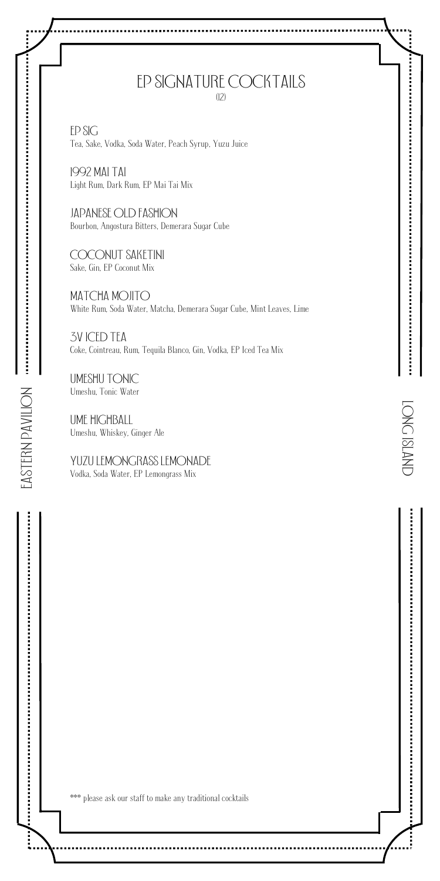# EP SIGNATURE COCKTAILS

(12)

**EP SIG**
Tea, Sake, Vodka, Soda Water, Peach Syrup, Yuzu Juice

**1992 MAI TAI**
Light Rum, Dark Rum, EP Mai Tai Mix

**JAPANESE OLD FASHION**
Bourbon, Angostura Bitters, Demerara Sugar Cube

**COCONUT SAKETINI**
Sake, Gin, EP Coconut Mix

**MATCHA MOJITO**
White Rum, Soda Water, Matcha, Demerara Sugar Cube, Mint Leaves, Lime

**3V ICED TEA**
Coke, Cointreau, Rum, Tequila Blanco, Gin, Vodka, EP Iced Tea Mix

**UMESHU TONIC**
Umeshu, Tonic Water

**UME HIGHBALL**
Umeshu, Whiskey, Ginger Ale

**YUZU LEMONGRASS LEMONADE**
Vodka, Soda Water, EP Lemongrass Mix

*** please ask our staff to make any traditional cocktails

EASTERN PAVILION

LONG ISLAND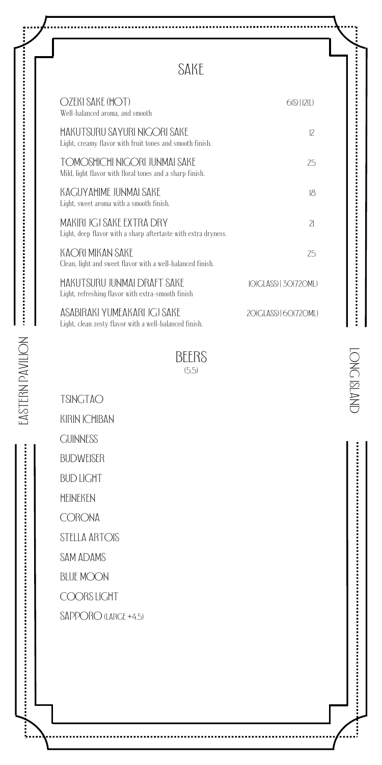# SAKE

**OZEKI SAKE (HOT)** — 6(S) | 12(L)
Well-balanced aroma, and smooth

**HAKUTSURU SAYURI NIGORI SAKE** — 12
Light, creamy flavor with fruit tones and smooth finish.

**TOMOSHICHI NIGORI JUNMAI SAKE** — 25
Mild, light flavor with floral tones and a sharp finish.

**KAGUYAHIME JUNMAI SAKE** — 18
Light, sweet aroma with a smooth finish.

**MAKIRI JGJ SAKE EXTRA DRY** — 21
Light, deep flavor with a sharp aftertaste with extra dryness.

**KAORI MIKAN SAKE** — 25
Clean, light and sweet flavor with a well-balanced finish.

**HAKUTSURU JUNMAI DRAFT SAKE** — 10(GLASS) | 30(720ML)
Light, refreshing flavor with extra-smooth finish

**ASABIRAKI YUMEAKARI JGJ SAKE** — 20(GLASS) | 60(720ML)
Light, clean zesty flavor with a well-balanced finish.

# BEERS
(5.5)

- TSINGTAO
- KIRIN ICHIBAN
- GUINNESS
- BUDWEISER
- BUD LIGHT
- HEINEKEN
- CORONA
- STELLA ARTOIS
- SAM ADAMS
- BLUE MOON
- COORS LIGHT
- SAPPORO (LARGE +4.5)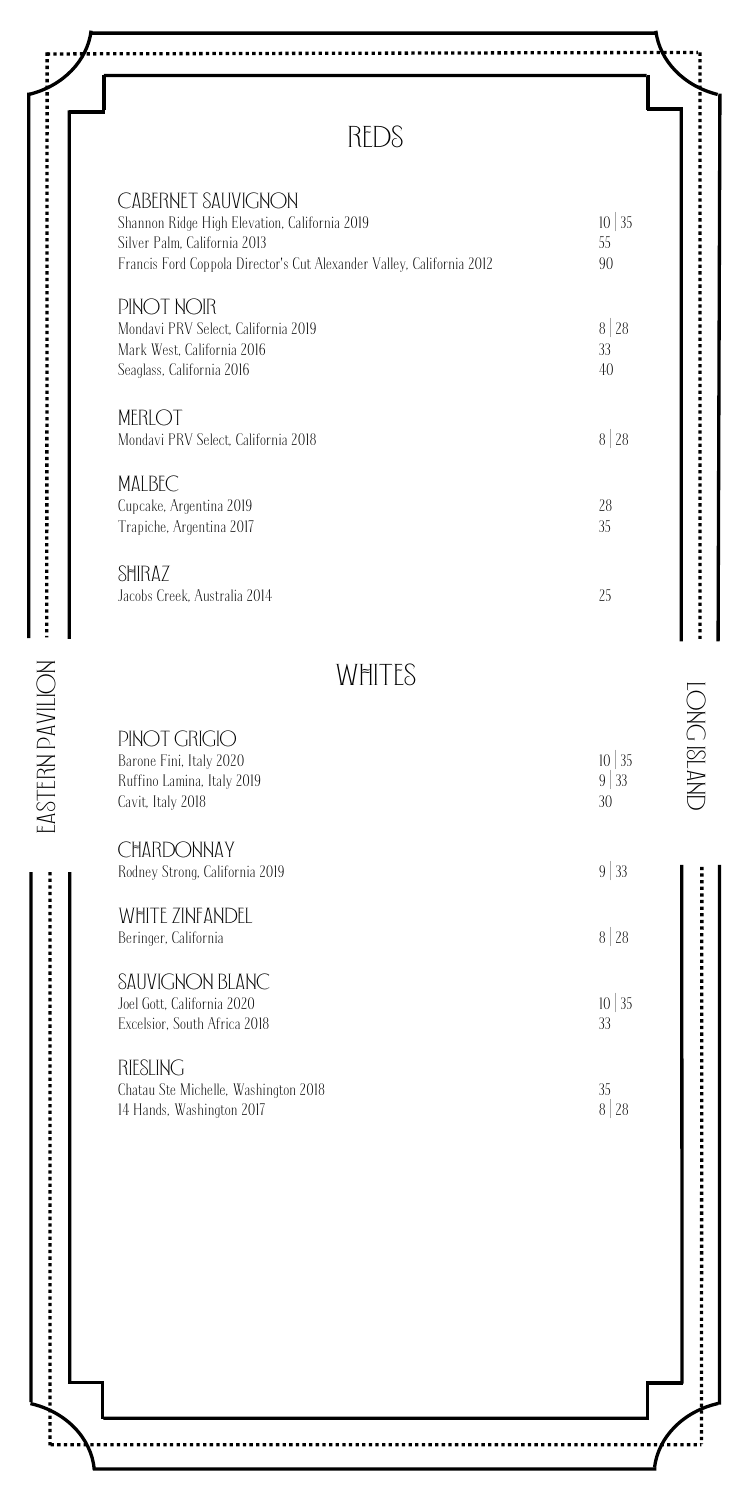# REDS

## CABERNET SAUVIGNON

| | |
|---|---|
| Shannon Ridge High Elevation, California 2019 | 10 \| 35 |
| Silver Palm, California 2013 | 55 |
| Francis Ford Coppola Director's Cut Alexander Valley, California 2012 | 90 |

## PINOT NOIR

| | |
|---|---|
| Mondavi PRV Select, California 2019 | 8 \| 28 |
| Mark West, California 2016 | 33 |
| Seaglass, California 2016 | 40 |

## MERLOT

| | |
|---|---|
| Mondavi PRV Select, California 2018 | 8 \| 28 |

## MALBEC

| | |
|---|---|
| Cupcake, Argentina 2019 | 28 |
| Trapiche, Argentina 2017 | 35 |

## SHIRAZ

| | |
|---|---|
| Jacobs Creek, Australia 2014 | 25 |

# WHITES

## PINOT GRIGIO

| | |
|---|---|
| Barone Fini, Italy 2020 | 10 \| 35 |
| Ruffino Lamina, Italy 2019 | 9 \| 33 |
| Cavit, Italy 2018 | 30 |

## CHARDONNAY

| | |
|---|---|
| Rodney Strong, California 2019 | 9 \| 33 |

## WHITE ZINFANDEL

| | |
|---|---|
| Beringer, California | 8 \| 28 |

## SAUVIGNON BLANC

| | |
|---|---|
| Joel Gott, California 2020 | 10 \| 35 |
| Excelsior, South Africa 2018 | 33 |

## RIESLING

| | |
|---|---|
| Chatau Ste Michelle, Washington 2018 | 35 |
| 14 Hands, Washington 2017 | 8 \| 28 |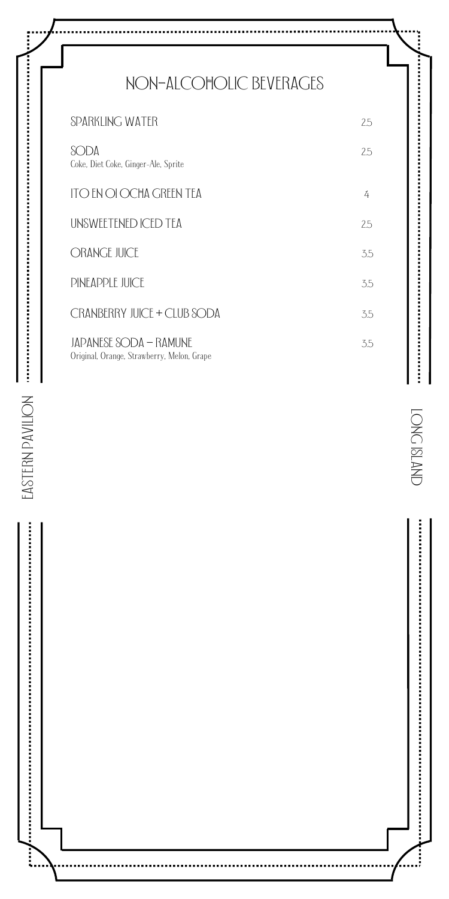# NON-ALCOHOLIC BEVERAGES

| | |
|---|---|
| SPARKLING WATER | 2.5 |
| SODA<br>Coke, Diet Coke, Ginger-Ale, Sprite | 2.5 |
| ITO EN OI OCHA GREEN TEA | 4 |
| UNSWEETENED ICED TEA | 2.5 |
| ORANGE JUICE | 3.5 |
| PINEAPPLE JUICE | 3.5 |
| CRANBERRY JUICE + CLUB SODA | 3.5 |
| JAPANESE SODA – RAMUNE<br>Original, Orange, Strawberry, Melon, Grape | 3.5 |

EASTERN PAVILION

LONG ISLAND